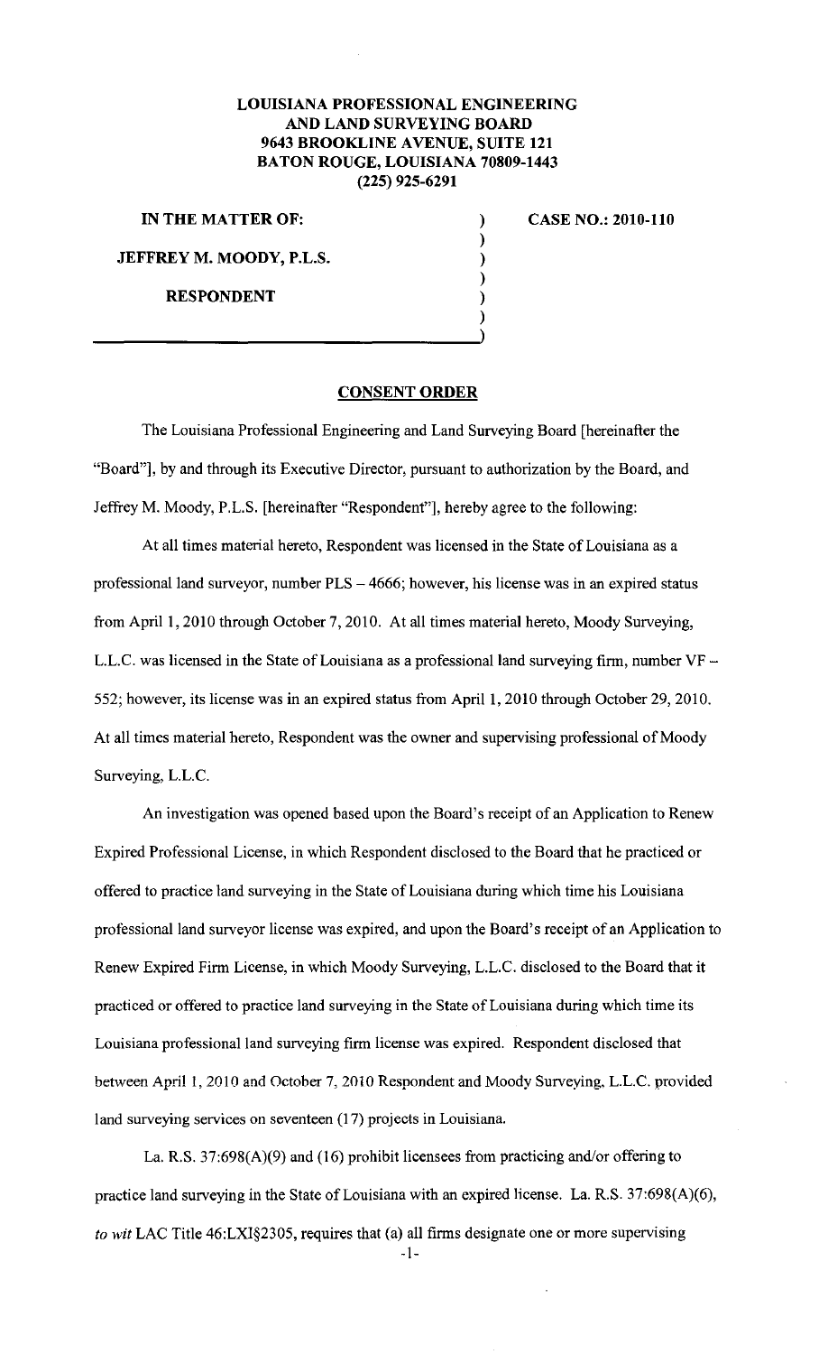**LOUISIANA PROFESSIONAL ENGINEERING AND LAND SURVEYING BOARD**
**9643 BROOKLINE AVENUE, SUITE 121**
**BATON ROUGE, LOUISIANA 70809-1443**
**(225) 925-6291**

| | | |
|---|---|---|
| **IN THE MATTER OF:** | ) | **CASE NO.: 2010-110** |
| | ) | |
| **JEFFREY M. MOODY, P.L.S.** | ) | |
| | ) | |
| **RESPONDENT** | ) | |
| | ) | |

## CONSENT ORDER

The Louisiana Professional Engineering and Land Surveying Board [hereinafter the "Board"], by and through its Executive Director, pursuant to authorization by the Board, and Jeffrey M. Moody, P.L.S. [hereinafter "Respondent"], hereby agree to the following:

At all times material hereto, Respondent was licensed in the State of Louisiana as a professional land surveyor, number PLS – 4666; however, his license was in an expired status from April 1, 2010 through October 7, 2010. At all times material hereto, Moody Surveying, L.L.C. was licensed in the State of Louisiana as a professional land surveying firm, number VF – 552; however, its license was in an expired status from April 1, 2010 through October 29, 2010. At all times material hereto, Respondent was the owner and supervising professional of Moody Surveying, L.L.C.

An investigation was opened based upon the Board's receipt of an Application to Renew Expired Professional License, in which Respondent disclosed to the Board that he practiced or offered to practice land surveying in the State of Louisiana during which time his Louisiana professional land surveyor license was expired, and upon the Board's receipt of an Application to Renew Expired Firm License, in which Moody Surveying, L.L.C. disclosed to the Board that it practiced or offered to practice land surveying in the State of Louisiana during which time its Louisiana professional land surveying firm license was expired. Respondent disclosed that between April 1, 2010 and October 7, 2010 Respondent and Moody Surveying, L.L.C. provided land surveying services on seventeen (17) projects in Louisiana.

La. R.S. 37:698(A)(9) and (16) prohibit licensees from practicing and/or offering to practice land surveying in the State of Louisiana with an expired license. La. R.S. 37:698(A)(6), *to wit* LAC Title 46:LXI§2305, requires that (a) all firms designate one or more supervising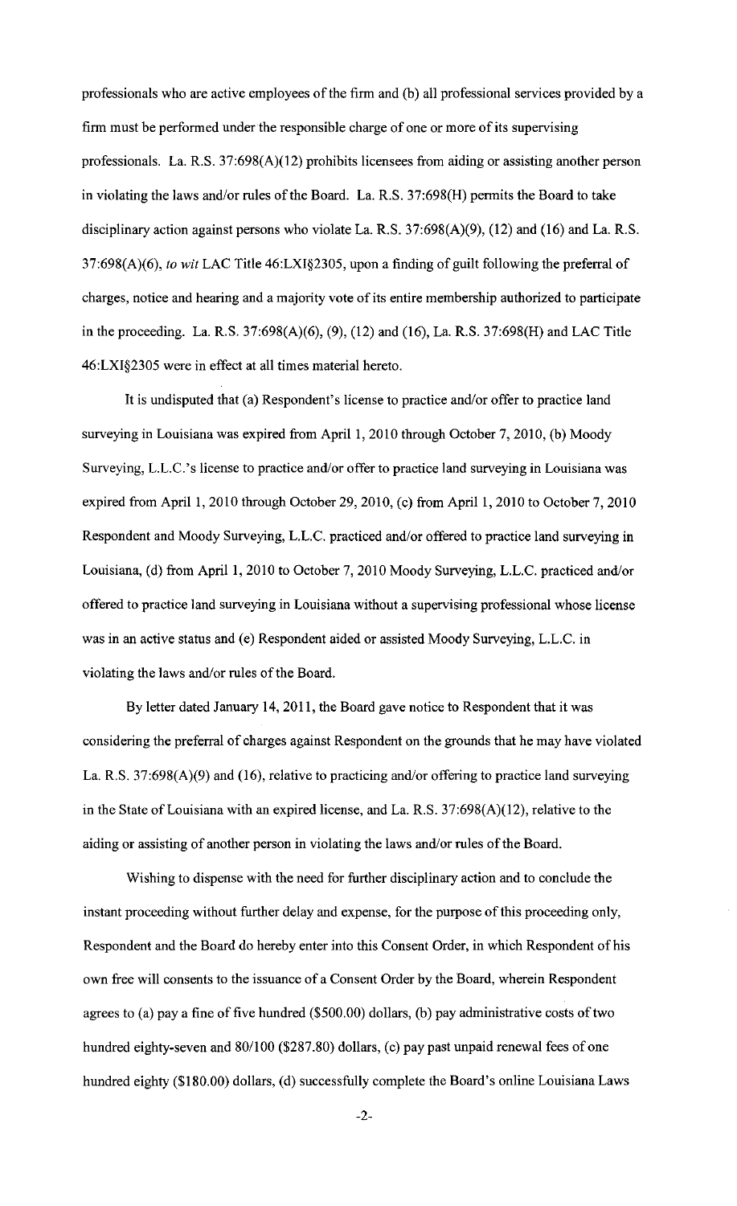professionals who are active employees of the firm and (b) all professional services provided by a firm must be performed under the responsible charge of one or more of its supervising professionals. La. R.S. 37:698(A)(12) prohibits licensees from aiding or assisting another person in violating the laws and/or rules of the Board. La. R.S. 37:698(H) permits the Board to take disciplinary action against persons who violate La. R.S. 37:698(A)(9), (12) and (16) and La. R.S. 37:698(A)(6), *to wit* LAC Title 46:LXI§2305, upon a finding of guilt following the preferral of charges, notice and hearing and a majority vote of its entire membership authorized to participate in the proceeding. La. R.S. 37:698(A)(6), (9), (12) and (16), La. R.S. 37:698(H) and LAC Title 46:LXI§2305 were in effect at all times material hereto.

It is undisputed that (a) Respondent's license to practice and/or offer to practice land surveying in Louisiana was expired from April 1, 2010 through October 7, 2010, (b) Moody Surveying, L.L.C.'s license to practice and/or offer to practice land surveying in Louisiana was expired from April 1, 2010 through October 29, 2010, (c) from April 1, 2010 to October 7, 2010 Respondent and Moody Surveying, L.L.C. practiced and/or offered to practice land surveying in Louisiana, (d) from April 1, 2010 to October 7, 2010 Moody Surveying, L.L.C. practiced and/or offered to practice land surveying in Louisiana without a supervising professional whose license was in an active status and (e) Respondent aided or assisted Moody Surveying, L.L.C. in violating the laws and/or rules of the Board.

By letter dated January 14, 2011, the Board gave notice to Respondent that it was considering the preferral of charges against Respondent on the grounds that he may have violated La. R.S. 37:698(A)(9) and (16), relative to practicing and/or offering to practice land surveying in the State of Louisiana with an expired license, and La. R.S. 37:698(A)(12), relative to the aiding or assisting of another person in violating the laws and/or rules of the Board.

Wishing to dispense with the need for further disciplinary action and to conclude the instant proceeding without further delay and expense, for the purpose of this proceeding only, Respondent and the Board do hereby enter into this Consent Order, in which Respondent of his own free will consents to the issuance of a Consent Order by the Board, wherein Respondent agrees to (a) pay a fine of five hundred ($500.00) dollars, (b) pay administrative costs of two hundred eighty-seven and 80/100 ($287.80) dollars, (c) pay past unpaid renewal fees of one hundred eighty ($180.00) dollars, (d) successfully complete the Board's online Louisiana Laws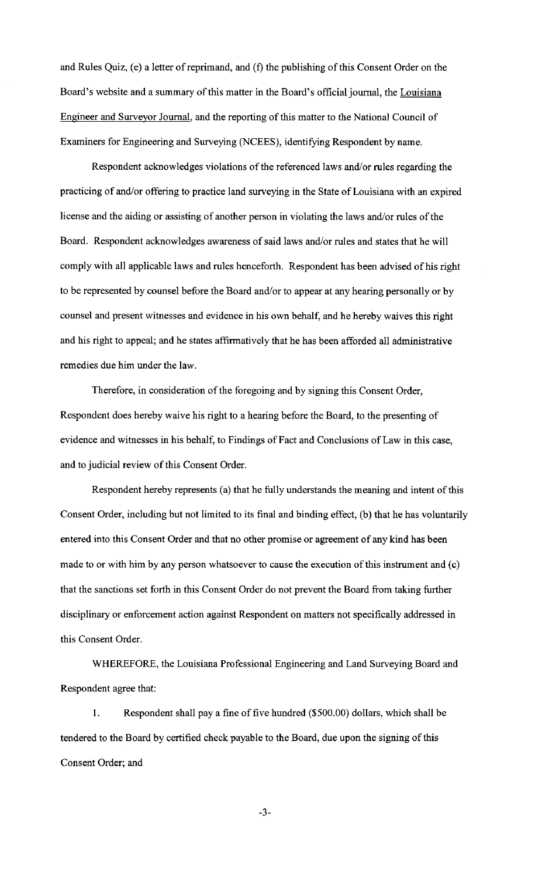and Rules Quiz, (e) a letter of reprimand, and (f) the publishing of this Consent Order on the Board's website and a summary of this matter in the Board's official journal, the Louisiana Engineer and Surveyor Journal, and the reporting of this matter to the National Council of Examiners for Engineering and Surveying (NCEES), identifying Respondent by name.

Respondent acknowledges violations of the referenced laws and/or rules regarding the practicing of and/or offering to practice land surveying in the State of Louisiana with an expired license and the aiding or assisting of another person in violating the laws and/or rules of the Board. Respondent acknowledges awareness of said laws and/or rules and states that he will comply with all applicable laws and rules henceforth. Respondent has been advised of his right to be represented by counsel before the Board and/or to appear at any hearing personally or by counsel and present witnesses and evidence in his own behalf, and he hereby waives this right and his right to appeal; and he states affirmatively that he has been afforded all administrative remedies due him under the law.

Therefore, in consideration of the foregoing and by signing this Consent Order, Respondent does hereby waive his right to a hearing before the Board, to the presenting of evidence and witnesses in his behalf, to Findings of Fact and Conclusions of Law in this case, and to judicial review of this Consent Order.

Respondent hereby represents (a) that he fully understands the meaning and intent of this Consent Order, including but not limited to its final and binding effect, (b) that he has voluntarily entered into this Consent Order and that no other promise or agreement of any kind has been made to or with him by any person whatsoever to cause the execution of this instrument and (c) that the sanctions set forth in this Consent Order do not prevent the Board from taking further disciplinary or enforcement action against Respondent on matters not specifically addressed in this Consent Order.

WHEREFORE, the Louisiana Professional Engineering and Land Surveying Board and Respondent agree that:

1. Respondent shall pay a fine of five hundred ($500.00) dollars, which shall be tendered to the Board by certified check payable to the Board, due upon the signing of this Consent Order; and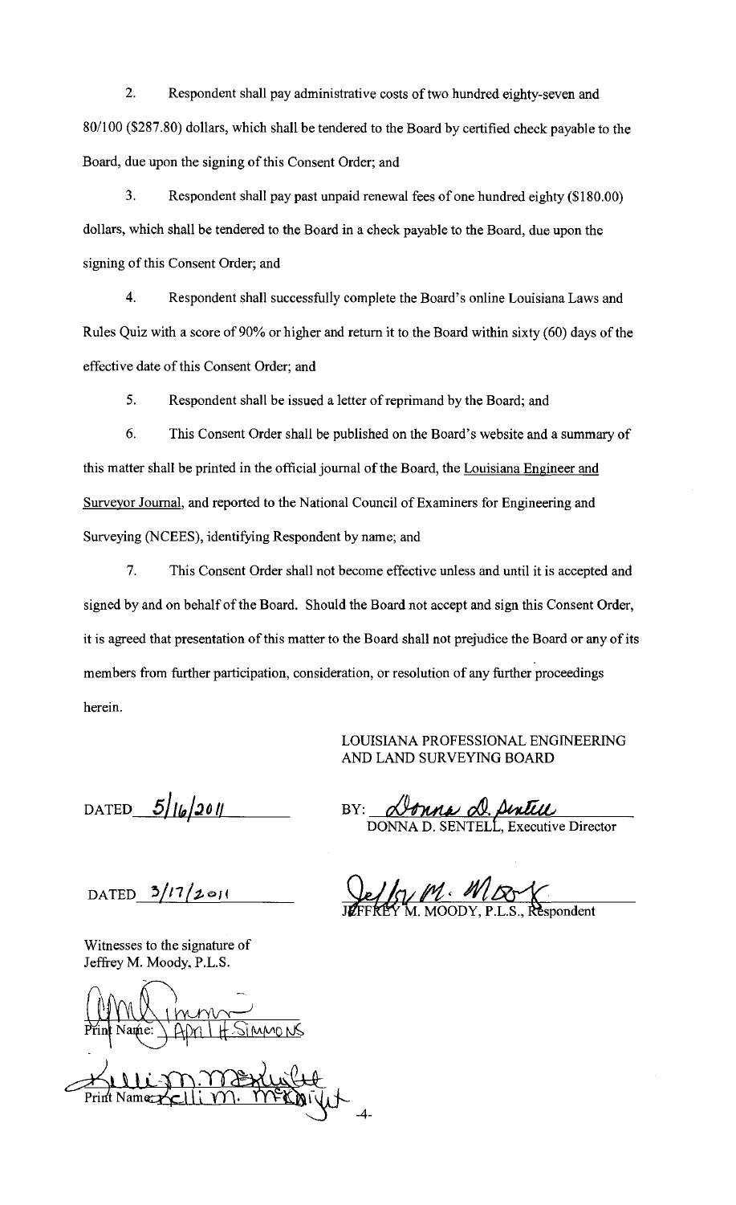2. Respondent shall pay administrative costs of two hundred eighty-seven and 80/100 ($287.80) dollars, which shall be tendered to the Board by certified check payable to the Board, due upon the signing of this Consent Order; and

3. Respondent shall pay past unpaid renewal fees of one hundred eighty ($180.00) dollars, which shall be tendered to the Board in a check payable to the Board, due upon the signing of this Consent Order; and

4. Respondent shall successfully complete the Board's online Louisiana Laws and Rules Quiz with a score of 90% or higher and return it to the Board within sixty (60) days of the effective date of this Consent Order; and

5. Respondent shall be issued a letter of reprimand by the Board; and

6. This Consent Order shall be published on the Board's website and a summary of this matter shall be printed in the official journal of the Board, the Louisiana Engineer and Surveyor Journal, and reported to the National Council of Examiners for Engineering and Surveying (NCEES), identifying Respondent by name; and

7. This Consent Order shall not become effective unless and until it is accepted and signed by and on behalf of the Board. Should the Board not accept and sign this Consent Order, it is agreed that presentation of this matter to the Board shall not prejudice the Board or any of its members from further participation, consideration, or resolution of any further proceedings herein.

LOUISIANA PROFESSIONAL ENGINEERING AND LAND SURVEYING BOARD

DATED 5/16/2011

BY: *Donna D. Sentell*
DONNA D. SENTELL, Executive Director

DATED 3/17/2011

*Jeffrey M. Moody*
JEFFREY M. MOODY, P.L.S., Respondent

Witnesses to the signature of
Jeffrey M. Moody, P.L.S.

*[signature]*
Print Name: April H. Simmons

*[signature]*
Print Name: Kelli M. McKnight